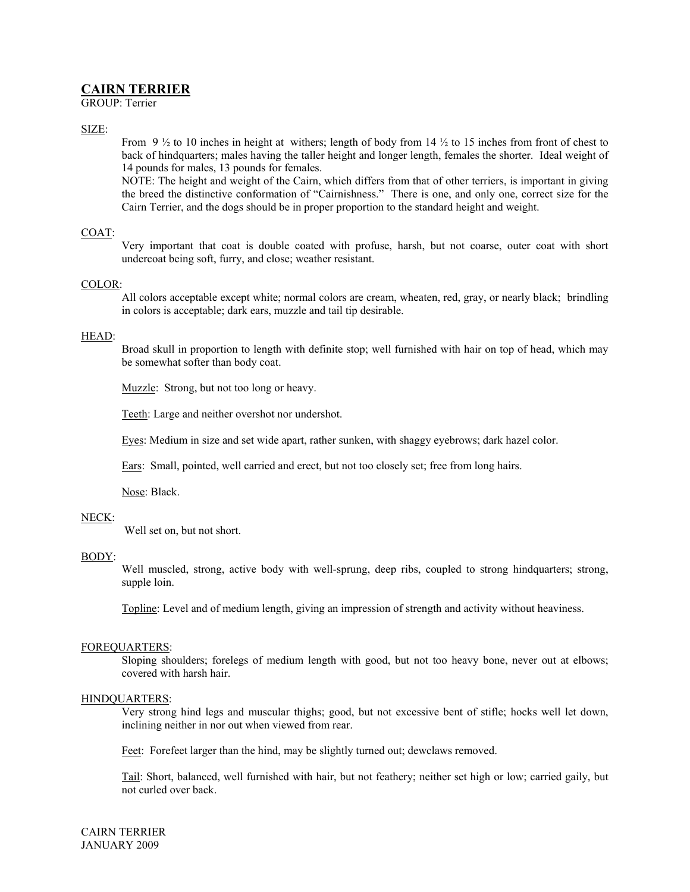# CAIRN TERRIER

GROUP: Terrier

## SIZE:

From 9 ½ to 10 inches in height at withers; length of body from 14 ½ to 15 inches from front of chest to back of hindquarters; males having the taller height and longer length, females the shorter. Ideal weight of 14 pounds for males, 13 pounds for females.

NOTE: The height and weight of the Cairn, which differs from that of other terriers, is important in giving the breed the distinctive conformation of "Cairnishness." There is one, and only one, correct size for the Cairn Terrier, and the dogs should be in proper proportion to the standard height and weight.

## COAT:

Very important that coat is double coated with profuse, harsh, but not coarse, outer coat with short undercoat being soft, furry, and close; weather resistant.

## COLOR:

All colors acceptable except white; normal colors are cream, wheaten, red, gray, or nearly black; brindling in colors is acceptable; dark ears, muzzle and tail tip desirable.

## HEAD:

Broad skull in proportion to length with definite stop; well furnished with hair on top of head, which may be somewhat softer than body coat.

Muzzle: Strong, but not too long or heavy.

Teeth: Large and neither overshot nor undershot.

Eyes: Medium in size and set wide apart, rather sunken, with shaggy eyebrows; dark hazel color.

Ears: Small, pointed, well carried and erect, but not too closely set; free from long hairs.

Nose: Black.

## NECK:

Well set on, but not short.

## BODY:

Well muscled, strong, active body with well-sprung, deep ribs, coupled to strong hindquarters; strong, supple loin.

Topline: Level and of medium length, giving an impression of strength and activity without heaviness.

## FOREQUARTERS:

Sloping shoulders; forelegs of medium length with good, but not too heavy bone, never out at elbows; covered with harsh hair.

## HINDQUARTERS:

Very strong hind legs and muscular thighs; good, but not excessive bent of stifle; hocks well let down, inclining neither in nor out when viewed from rear.

Feet: Forefeet larger than the hind, may be slightly turned out; dewclaws removed.

Tail: Short, balanced, well furnished with hair, but not feathery; neither set high or low; carried gaily, but not curled over back.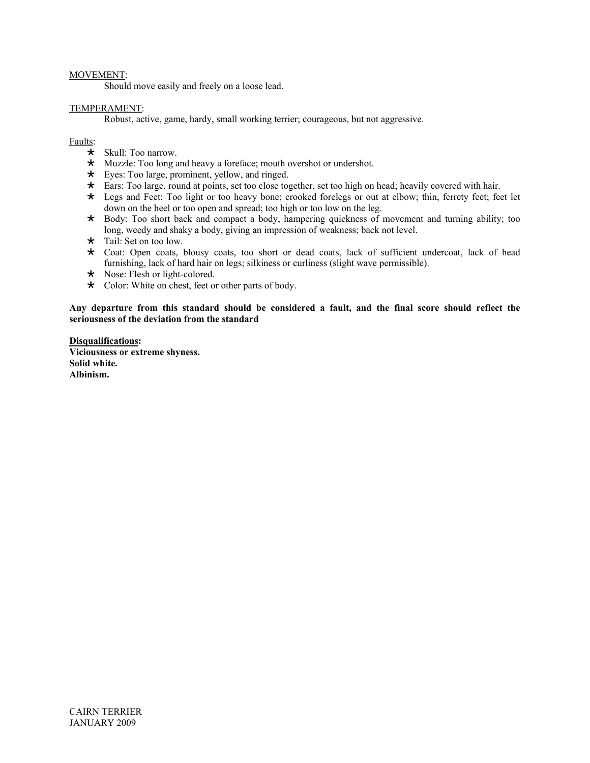MOVEMENT:

Should move easily and freely on a loose lead.

TEMPERAMENT:

Robust, active, game, hardy, small working terrier; courageous, but not aggressive.

Faults:

- Skull: Too narrow.
- Muzzle: Too long and heavy a foreface; mouth overshot or undershot.
- Eyes: Too large, prominent, yellow, and ringed.
- Ears: Too large, round at points, set too close together, set too high on head; heavily covered with hair.
- Legs and Feet: Too light or too heavy bone; crooked forelegs or out at elbow; thin, ferrety feet; feet let down on the heel or too open and spread; too high or too low on the leg.
- Body: Too short back and compact a body, hampering quickness of movement and turning ability; too long, weedy and shaky a body, giving an impression of weakness; back not level.
- Tail: Set on too low.
- Coat: Open coats, blousy coats, too short or dead coats, lack of sufficient undercoat, lack of head furnishing, lack of hard hair on legs; silkiness or curliness (slight wave permissible).
- Nose: Flesh or light-colored.
- Color: White on chest, feet or other parts of body.

**Any departure from this standard should be considered a fault, and the final score should reflect the seriousness of the deviation from the standard**

**Disqualifications:**
**Viciousness or extreme shyness.**
**Solid white.**
**Albinism.**

CAIRN TERRIER
JANUARY 2009